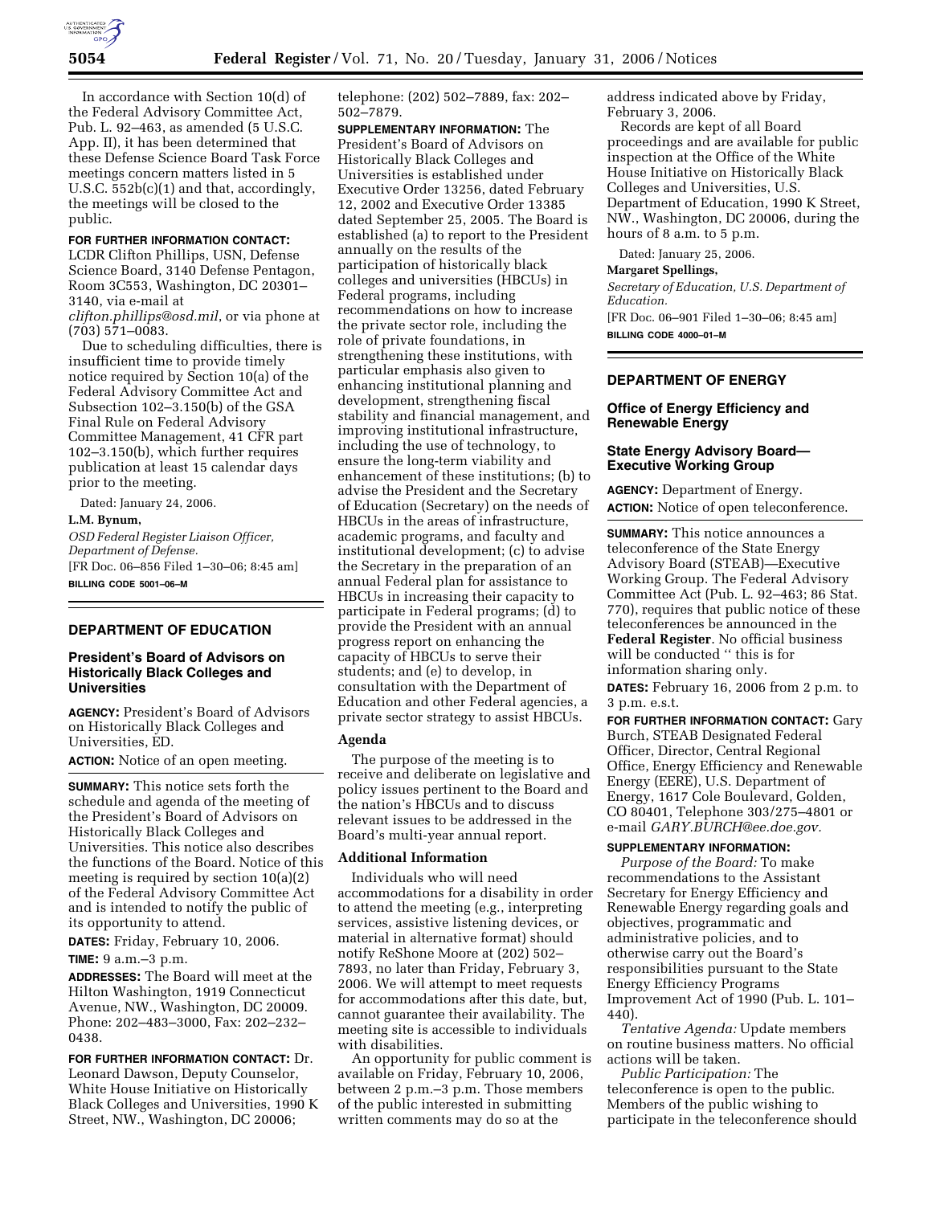In accordance with Section 10(d) of the Federal Advisory Committee Act, Pub. L. 92–463, as amended (5 U.S.C. App. II), it has been determined that these Defense Science Board Task Force meetings concern matters listed in 5 U.S.C. 552b(c)(1) and that, accordingly, the meetings will be closed to the public.

**FOR FURTHER INFORMATION CONTACT:** LCDR Clifton Phillips, USN, Defense Science Board, 3140 Defense Pentagon, Room 3C553, Washington, DC 20301–3140, via e-mail at *clifton.phillips@osd.mil*, or via phone at (703) 571–0083.

Due to scheduling difficulties, there is insufficient time to provide timely notice required by Section 10(a) of the Federal Advisory Committee Act and Subsection 102–3.150(b) of the GSA Final Rule on Federal Advisory Committee Management, 41 CFR part 102–3.150(b), which further requires publication at least 15 calendar days prior to the meeting.

Dated: January 24, 2006.

**L.M. Bynum,**

*OSD Federal Register Liaison Officer, Department of Defense.*

[FR Doc. 06–856 Filed 1–30–06; 8:45 am]

**BILLING CODE 5001–06–M**

## DEPARTMENT OF EDUCATION

### President's Board of Advisors on Historically Black Colleges and Universities

**AGENCY:** President's Board of Advisors on Historically Black Colleges and Universities, ED.

**ACTION:** Notice of an open meeting.

**SUMMARY:** This notice sets forth the schedule and agenda of the meeting of the President's Board of Advisors on Historically Black Colleges and Universities. This notice also describes the functions of the Board. Notice of this meeting is required by section 10(a)(2) of the Federal Advisory Committee Act and is intended to notify the public of its opportunity to attend.

**DATES:** Friday, February 10, 2006.

**TIME:** 9 a.m.–3 p.m.

**ADDRESSES:** The Board will meet at the Hilton Washington, 1919 Connecticut Avenue, NW., Washington, DC 20009. Phone: 202–483–3000, Fax: 202–232–0438.

**FOR FURTHER INFORMATION CONTACT:** Dr. Leonard Dawson, Deputy Counselor, White House Initiative on Historically Black Colleges and Universities, 1990 K Street, NW., Washington, DC 20006; telephone: (202) 502–7889, fax: 202–502–7879.

**SUPPLEMENTARY INFORMATION:** The President's Board of Advisors on Historically Black Colleges and Universities is established under Executive Order 13256, dated February 12, 2002 and Executive Order 13385 dated September 25, 2005. The Board is established (a) to report to the President annually on the results of the participation of historically black colleges and universities (HBCUs) in Federal programs, including recommendations on how to increase the private sector role, including the role of private foundations, in strengthening these institutions, with particular emphasis also given to enhancing institutional planning and development, strengthening fiscal stability and financial management, and improving institutional infrastructure, including the use of technology, to ensure the long-term viability and enhancement of these institutions; (b) to advise the President and the Secretary of Education (Secretary) on the needs of HBCUs in the areas of infrastructure, academic programs, and faculty and institutional development; (c) to advise the Secretary in the preparation of an annual Federal plan for assistance to HBCUs in increasing their capacity to participate in Federal programs; (d) to provide the President with an annual progress report on enhancing the capacity of HBCUs to serve their students; and (e) to develop, in consultation with the Department of Education and other Federal agencies, a private sector strategy to assist HBCUs.

#### Agenda

The purpose of the meeting is to receive and deliberate on legislative and policy issues pertinent to the Board and the nation's HBCUs and to discuss relevant issues to be addressed in the Board's multi-year annual report.

#### Additional Information

Individuals who will need accommodations for a disability in order to attend the meeting (e.g., interpreting services, assistive listening devices, or material in alternative format) should notify ReShone Moore at (202) 502–7893, no later than Friday, February 3, 2006. We will attempt to meet requests for accommodations after this date, but, cannot guarantee their availability. The meeting site is accessible to individuals with disabilities.

An opportunity for public comment is available on Friday, February 10, 2006, between 2 p.m.–3 p.m. Those members of the public interested in submitting written comments may do so at the address indicated above by Friday, February 3, 2006.

Records are kept of all Board proceedings and are available for public inspection at the Office of the White House Initiative on Historically Black Colleges and Universities, U.S. Department of Education, 1990 K Street, NW., Washington, DC 20006, during the hours of 8 a.m. to 5 p.m.

Dated: January 25, 2006.

**Margaret Spellings,**

*Secretary of Education, U.S. Department of Education.*

[FR Doc. 06–901 Filed 1–30–06; 8:45 am]

**BILLING CODE 4000–01–M**

## DEPARTMENT OF ENERGY

### Office of Energy Efficiency and Renewable Energy

### State Energy Advisory Board—Executive Working Group

**AGENCY:** Department of Energy.

**ACTION:** Notice of open teleconference.

**SUMMARY:** This notice announces a teleconference of the State Energy Advisory Board (STEAB)—Executive Working Group. The Federal Advisory Committee Act (Pub. L. 92–463; 86 Stat. 770), requires that public notice of these teleconferences be announced in the **Federal Register**. No official business will be conducted '' this is for information sharing only.

**DATES:** February 16, 2006 from 2 p.m. to 3 p.m. e.s.t.

**FOR FURTHER INFORMATION CONTACT:** Gary Burch, STEAB Designated Federal Officer, Director, Central Regional Office, Energy Efficiency and Renewable Energy (EERE), U.S. Department of Energy, 1617 Cole Boulevard, Golden, CO 80401, Telephone 303/275–4801 or e-mail *GARY.BURCH@ee.doe.gov.*

**SUPPLEMENTARY INFORMATION:**

*Purpose of the Board:* To make recommendations to the Assistant Secretary for Energy Efficiency and Renewable Energy regarding goals and objectives, programmatic and administrative policies, and to otherwise carry out the Board's responsibilities pursuant to the State Energy Efficiency Programs Improvement Act of 1990 (Pub. L. 101–440).

*Tentative Agenda:* Update members on routine business matters. No official actions will be taken.

*Public Participation:* The teleconference is open to the public. Members of the public wishing to participate in the teleconference should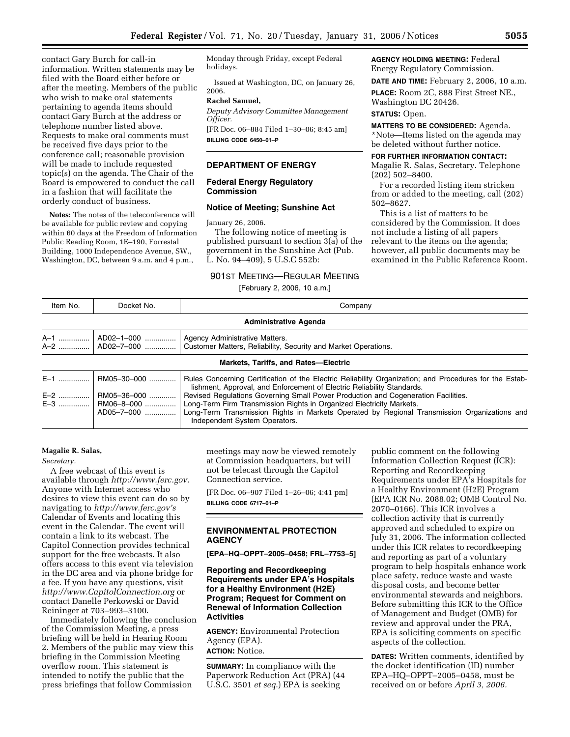contact Gary Burch for call-in information. Written statements may be filed with the Board either before or after the meeting. Members of the public who wish to make oral statements pertaining to agenda items should contact Gary Burch at the address or telephone number listed above. Requests to make oral comments must be received five days prior to the conference call; reasonable provision will be made to include requested topic(s) on the agenda. The Chair of the Board is empowered to conduct the call in a fashion that will facilitate the orderly conduct of business.

**Notes:** The notes of the teleconference will be available for public review and copying within 60 days at the Freedom of Information Public Reading Room, 1E–190, Forrestal Building, 1000 Independence Avenue, SW., Washington, DC, between 9 a.m. and 4 p.m., Monday through Friday, except Federal holidays.

Issued at Washington, DC, on January 26, 2006.

**Rachel Samuel,**

*Deputy Advisory Committee Management Officer.*

[FR Doc. 06–884 Filed 1–30–06; 8:45 am]

**BILLING CODE 6450–01–P**

## DEPARTMENT OF ENERGY

### Federal Energy Regulatory Commission

### Notice of Meeting; Sunshine Act

January 26, 2006.

The following notice of meeting is published pursuant to section 3(a) of the government in the Sunshine Act (Pub. L. No. 94–409), 5 U.S.C 552b:

**AGENCY HOLDING MEETING:** Federal Energy Regulatory Commission.

**DATE AND TIME:** February 2, 2006, 10 a.m.

**PLACE:** Room 2C, 888 First Street NE., Washington DC 20426.

**STATUS:** Open.

**MATTERS TO BE CONSIDERED:** Agenda. *Note—Items listed on the agenda may be deleted without further notice.

**FOR FURTHER INFORMATION CONTACT:** Magalie R. Salas, Secretary. Telephone (202) 502–8400.

For a recorded listing item stricken from or added to the meeting, call (202) 502–8627.

This is a list of matters to be considered by the Commission. It does not include a listing of all papers relevant to the items on the agenda; however, all public documents may be examined in the Public Reference Room.

901ST MEETING—REGULAR MEETING

[February 2, 2006, 10 a.m.]

| Item No. | Docket No. | Company |
|---|---|---|
| | | **Administrative Agenda** |
| A–1 | AD02–1–000 | Agency Administrative Matters. |
| A–2 | AD02–7–000 | Customer Matters, Reliability, Security and Market Operations. |
| | | **Markets, Tariffs, and Rates—Electric** |
| E–1 | RM05–30–000 | Rules Concerning Certification of the Electric Reliability Organization; and Procedures for the Establishment, Approval, and Enforcement of Electric Reliability Standards. |
| E–2 | RM05–36–000 | Revised Regulations Governing Small Power Production and Cogeneration Facilities. |
| E–3 | RM06–8–000 | Long-Term Firm Transmission Rights in Organized Electricity Markets. |
| | AD05–7–000 | Long-Term Transmission Rights in Markets Operated by Regional Transmission Organizations and Independent System Operators. |

**Magalie R. Salas,**

*Secretary.*

A free webcast of this event is available through *http://www.ferc.gov.* Anyone with Internet access who desires to view this event can do so by navigating to *http://www.ferc.gov's* Calendar of Events and locating this event in the Calendar. The event will contain a link to its webcast. The Capitol Connection provides technical support for the free webcasts. It also offers access to this event via television in the DC area and via phone bridge for a fee. If you have any questions, visit *http://www.CapitolConnection.org* or contact Danelle Perkowski or David Reininger at 703–993–3100.

Immediately following the conclusion of the Commission Meeting, a press briefing will be held in Hearing Room 2. Members of the public may view this briefing in the Commission Meeting overflow room. This statement is intended to notify the public that the press briefings that follow Commission meetings may now be viewed remotely at Commission headquarters, but will not be telecast through the Capitol Connection service.

[FR Doc. 06–907 Filed 1–26–06; 4:41 pm]

**BILLING CODE 6717–01–P**

## ENVIRONMENTAL PROTECTION AGENCY

**[EPA–HQ–OPPT–2005–0458; FRL–7753–5]**

### Reporting and Recordkeeping Requirements under EPA's Hospitals for a Healthy Environment (H2E) Program; Request for Comment on Renewal of Information Collection Activities

**AGENCY:** Environmental Protection Agency (EPA).

**ACTION:** Notice.

**SUMMARY:** In compliance with the Paperwork Reduction Act (PRA) (44 U.S.C. 3501 *et seq.*) EPA is seeking public comment on the following Information Collection Request (ICR): Reporting and Recordkeeping Requirements under EPA's Hospitals for a Healthy Environment (H2E) Program (EPA ICR No. 2088.02; OMB Control No. 2070–0166). This ICR involves a collection activity that is currently approved and scheduled to expire on July 31, 2006. The information collected under this ICR relates to recordkeeping and reporting as part of a voluntary program to help hospitals enhance work place safety, reduce waste and waste disposal costs, and become better environmental stewards and neighbors. Before submitting this ICR to the Office of Management and Budget (OMB) for review and approval under the PRA, EPA is soliciting comments on specific aspects of the collection.

**DATES:** Written comments, identified by the docket identification (ID) number EPA–HQ–OPPT–2005–0458, must be received on or before *April 3, 2006.*